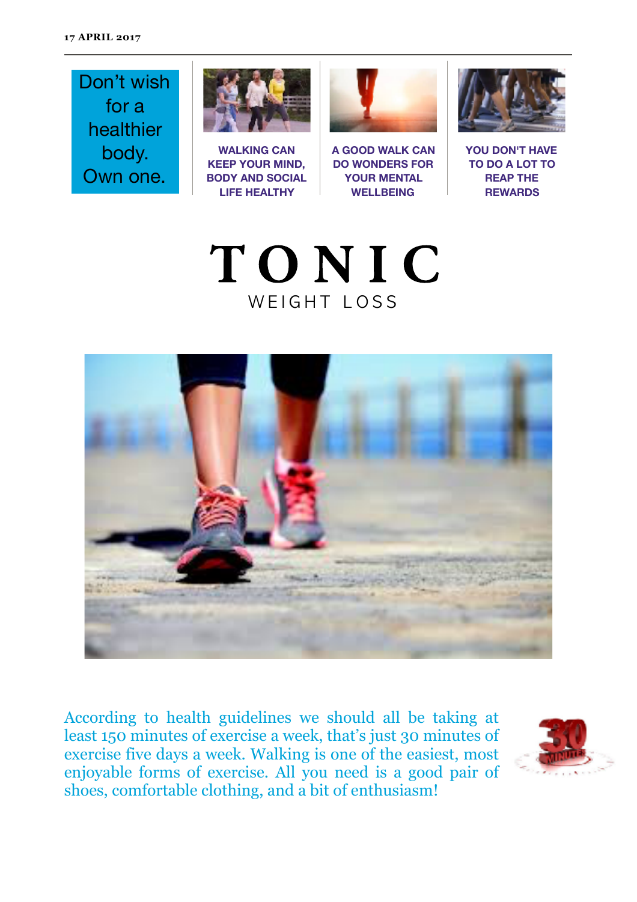17 APRIL 2017

Don't wish for a healthier body. Own one.

**WALKING CAN KEEP YOUR MIND, BODY AND SOCIAL LIFE HEALTHY**

**A GOOD WALK CAN DO WONDERS FOR YOUR MENTAL WELLBEING**

**YOU DON'T HAVE TO DO A LOT TO REAP THE REWARDS**

# TONIC

WEIGHT LOSS

According to health guidelines we should all be taking at least 150 minutes of exercise a week, that's just 30 minutes of exercise five days a week. Walking is one of the easiest, most enjoyable forms of exercise. All you need is a good pair of shoes, comfortable clothing, and a bit of enthusiasm!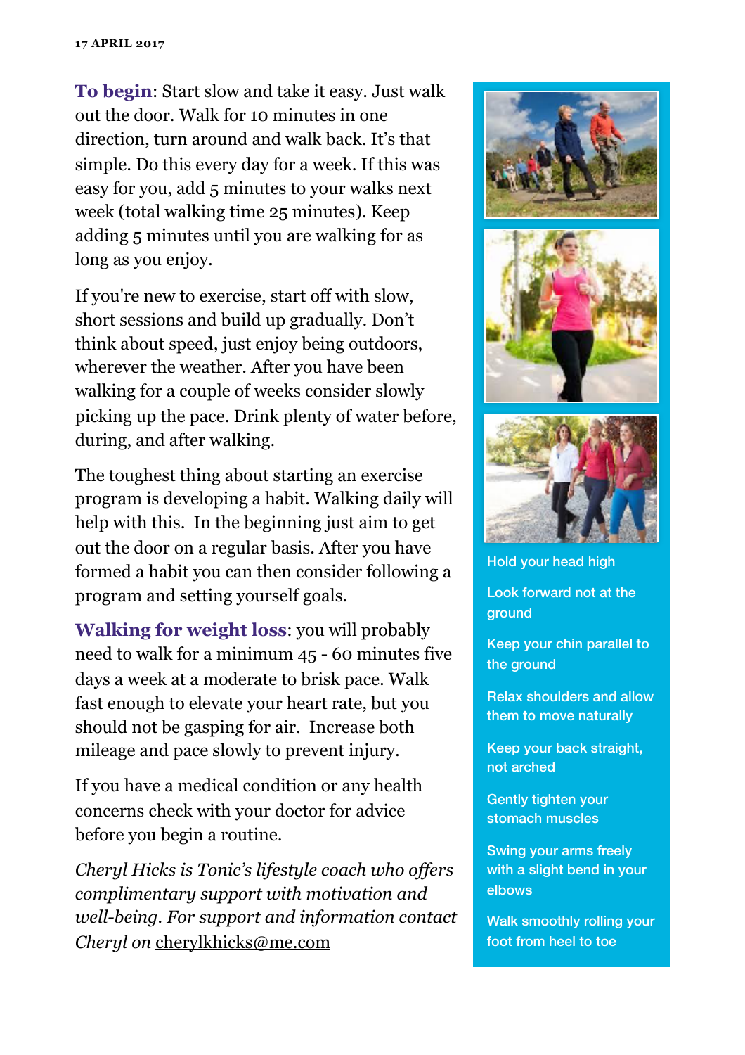17 APRIL 2017

**To begin**: Start slow and take it easy. Just walk out the door. Walk for 10 minutes in one direction, turn around and walk back. It's that simple. Do this every day for a week. If this was easy for you, add 5 minutes to your walks next week (total walking time 25 minutes). Keep adding 5 minutes until you are walking for as long as you enjoy.

If you're new to exercise, start off with slow, short sessions and build up gradually. Don't think about speed, just enjoy being outdoors, wherever the weather. After you have been walking for a couple of weeks consider slowly picking up the pace. Drink plenty of water before, during, and after walking.

The toughest thing about starting an exercise program is developing a habit. Walking daily will help with this. In the beginning just aim to get out the door on a regular basis. After you have formed a habit you can then consider following a program and setting yourself goals.

**Walking for weight loss**: you will probably need to walk for a minimum 45 - 60 minutes five days a week at a moderate to brisk pace. Walk fast enough to elevate your heart rate, but you should not be gasping for air. Increase both mileage and pace slowly to prevent injury.

If you have a medical condition or any health concerns check with your doctor for advice before you begin a routine.

*Cheryl Hicks is Tonic's lifestyle coach who offers complimentary support with motivation and well-being. For support and information contact Cheryl on* cherylkhicks@me.com

Hold your head high

Look forward not at the ground

Keep your chin parallel to the ground

Relax shoulders and allow them to move naturally

Keep your back straight, not arched

Gently tighten your stomach muscles

Swing your arms freely with a slight bend in your elbows

Walk smoothly rolling your foot from heel to toe